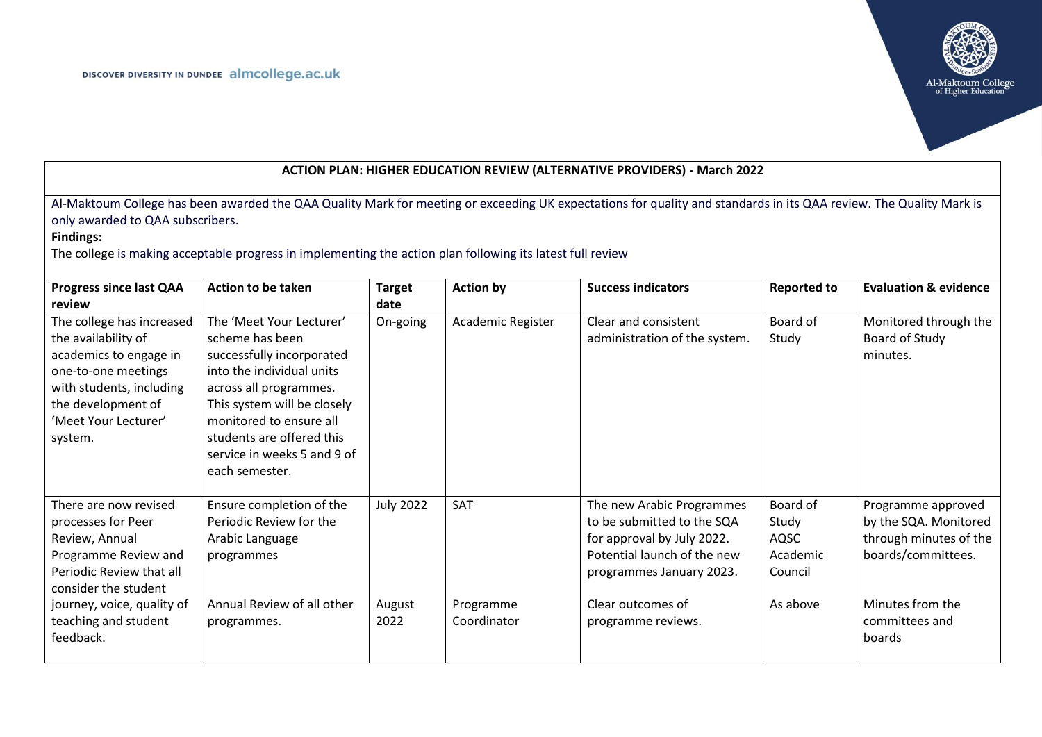DISCOVER DIVERSITY IN DUNDEE almcollege.ac.uk

Al-Maktoum College of Higher Education

## ACTION PLAN: HIGHER EDUCATION REVIEW (ALTERNATIVE PROVIDERS) - March 2022

Al-Maktoum College has been awarded the QAA Quality Mark for meeting or exceeding UK expectations for quality and standards in its QAA review. The Quality Mark is only awarded to QAA subscribers.

**Findings:**

The college is making acceptable progress in implementing the action plan following its latest full review

| Progress since last QAA review | Action to be taken | Target date | Action by | Success indicators | Reported to | Evaluation & evidence |
|---|---|---|---|---|---|---|
| The college has increased the availability of academics to engage in one-to-one meetings with students, including the development of 'Meet Your Lecturer' system. | The 'Meet Your Lecturer' scheme has been successfully incorporated into the individual units across all programmes. This system will be closely monitored to ensure all students are offered this service in weeks 5 and 9 of each semester. | On-going | Academic Register | Clear and consistent administration of the system. | Board of Study | Monitored through the Board of Study minutes. |
| There are now revised processes for Peer Review, Annual Programme Review and Periodic Review that all consider the student journey, voice, quality of teaching and student feedback. | Ensure completion of the Periodic Review for the Arabic Language programmes | July 2022 | SAT | The new Arabic Programmes to be submitted to the SQA for approval by July 2022. Potential launch of the new programmes January 2023. | Board of Study AQSC Academic Council | Programme approved by the SQA. Monitored through minutes of the boards/committees. |
| | Annual Review of all other programmes. | August 2022 | Programme Coordinator | Clear outcomes of programme reviews. | As above | Minutes from the committees and boards |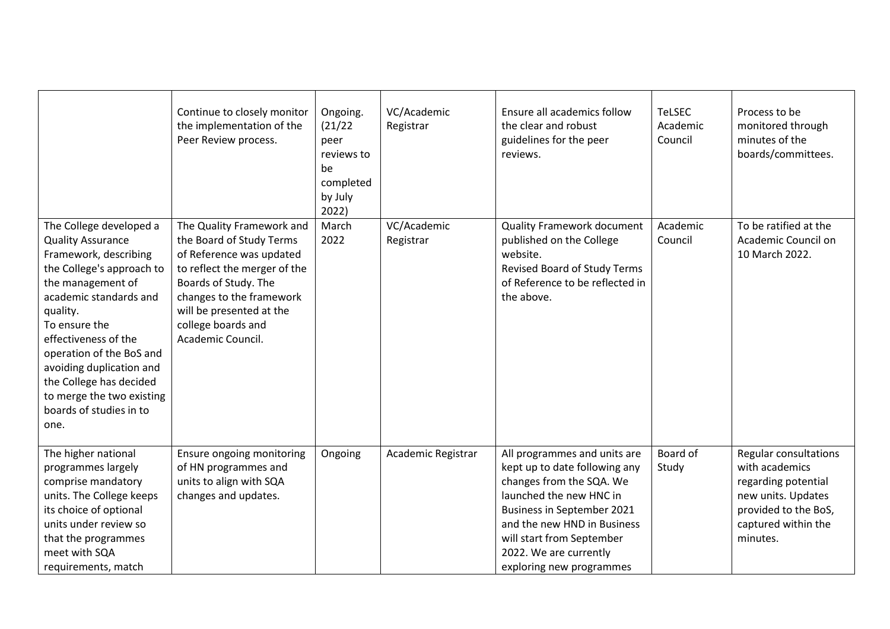| | | | | | | |
|---|---|---|---|---|---|---|
| | Continue to closely monitor the implementation of the Peer Review process. | Ongoing. (21/22 peer reviews to be completed by July 2022) | VC/Academic Registrar | Ensure all academics follow the clear and robust guidelines for the peer reviews. | TeLSEC Academic Council | Process to be monitored through minutes of the boards/committees. |
| The College developed a Quality Assurance Framework, describing the College's approach to the management of academic standards and quality.<br>To ensure the effectiveness of the operation of the BoS and avoiding duplication and the College has decided to merge the two existing boards of studies in to one. | The Quality Framework and the Board of Study Terms of Reference was updated to reflect the merger of the Boards of Study. The changes to the framework will be presented at the college boards and Academic Council. | March 2022 | VC/Academic Registrar | Quality Framework document published on the College website.<br>Revised Board of Study Terms of Reference to be reflected in the above. | Academic Council | To be ratified at the Academic Council on 10 March 2022. |
| The higher national programmes largely comprise mandatory units. The College keeps its choice of optional units under review so that the programmes meet with SQA requirements, match | Ensure ongoing monitoring of HN programmes and units to align with SQA changes and updates. | Ongoing | Academic Registrar | All programmes and units are kept up to date following any changes from the SQA. We launched the new HNC in Business in September 2021 and the new HND in Business will start from September 2022. We are currently exploring new programmes | Board of Study | Regular consultations with academics regarding potential new units. Updates provided to the BoS, captured within the minutes. |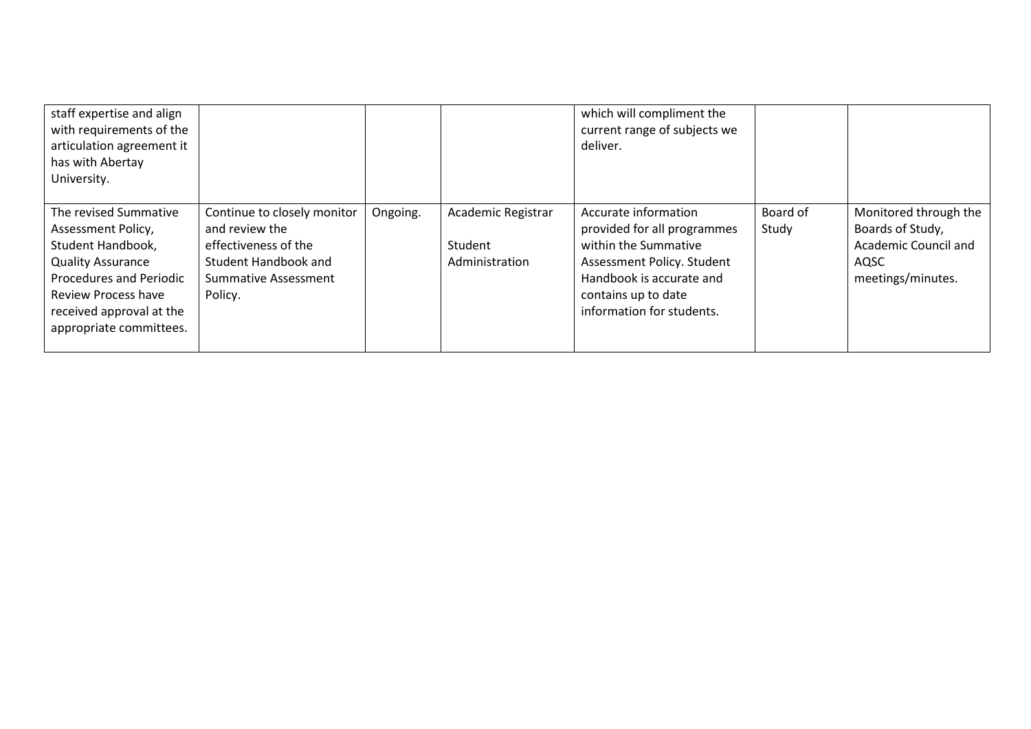|  |  |  |  |  |  |  |
|---|---|---|---|---|---|---|
| staff expertise and align with requirements of the articulation agreement it has with Abertay University. |  |  |  | which will compliment the current range of subjects we deliver. |  |  |
| The revised Summative Assessment Policy, Student Handbook, Quality Assurance Procedures and Periodic Review Process have received approval at the appropriate committees. | Continue to closely monitor and review the effectiveness of the Student Handbook and Summative Assessment Policy. | Ongoing. | Academic Registrar<br><br>Student Administration | Accurate information provided for all programmes within the Summative Assessment Policy. Student Handbook is accurate and contains up to date information for students. | Board of Study | Monitored through the Boards of Study, Academic Council and AQSC meetings/minutes. |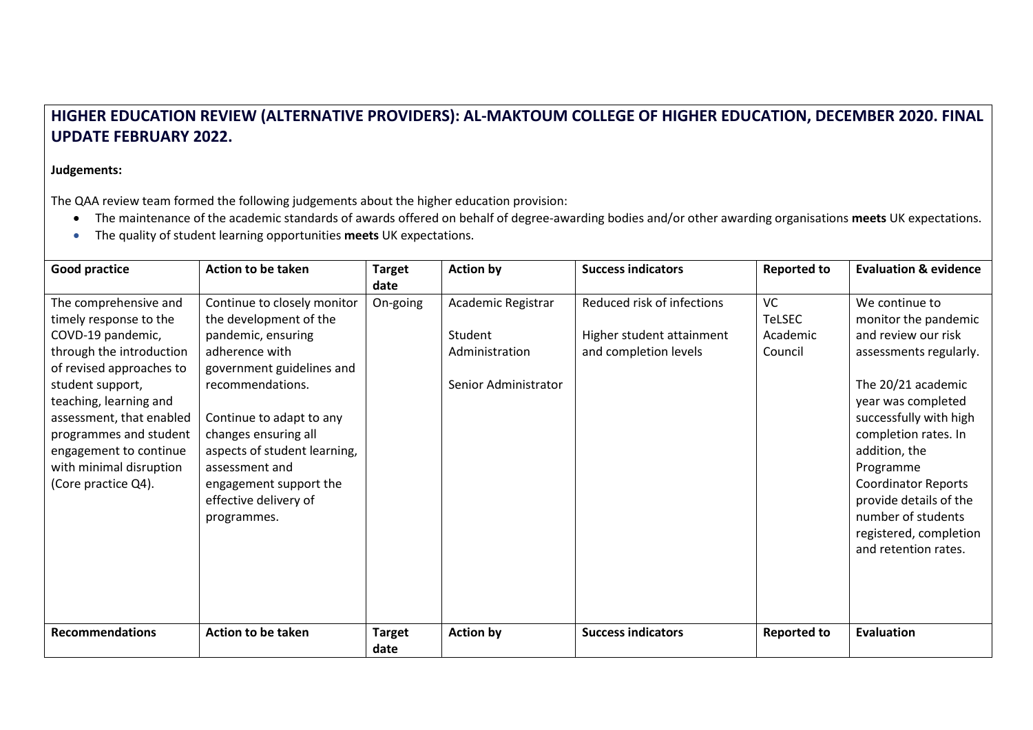**HIGHER EDUCATION REVIEW (ALTERNATIVE PROVIDERS): AL-MAKTOUM COLLEGE OF HIGHER EDUCATION, DECEMBER 2020. FINAL UPDATE FEBRUARY 2022.**

**Judgements:**

The QAA review team formed the following judgements about the higher education provision:

- The maintenance of the academic standards of awards offered on behalf of degree-awarding bodies and/or other awarding organisations **meets** UK expectations.
- The quality of student learning opportunities **meets** UK expectations.

| **Good practice** | **Action to be taken** | **Target date** | **Action by** | **Success indicators** | **Reported to** | **Evaluation & evidence** |
|---|---|---|---|---|---|---|
| The comprehensive and timely response to the COVD-19 pandemic, through the introduction of revised approaches to student support, teaching, learning and assessment, that enabled programmes and student engagement to continue with minimal disruption (Core practice Q4). | Continue to closely monitor the development of the pandemic, ensuring adherence with government guidelines and recommendations.<br><br>Continue to adapt to any changes ensuring all aspects of student learning, assessment and engagement support the effective delivery of programmes. | On-going | Academic Registrar<br><br>Student Administration<br><br>Senior Administrator | Reduced risk of infections<br><br>Higher student attainment and completion levels | VC<br>TeLSEC<br>Academic Council | We continue to monitor the pandemic and review our risk assessments regularly.<br><br>The 20/21 academic year was completed successfully with high completion rates. In addition, the Programme Coordinator Reports provide details of the number of students registered, completion and retention rates. |
| **Recommendations** | **Action to be taken** | **Target date** | **Action by** | **Success indicators** | **Reported to** | **Evaluation** |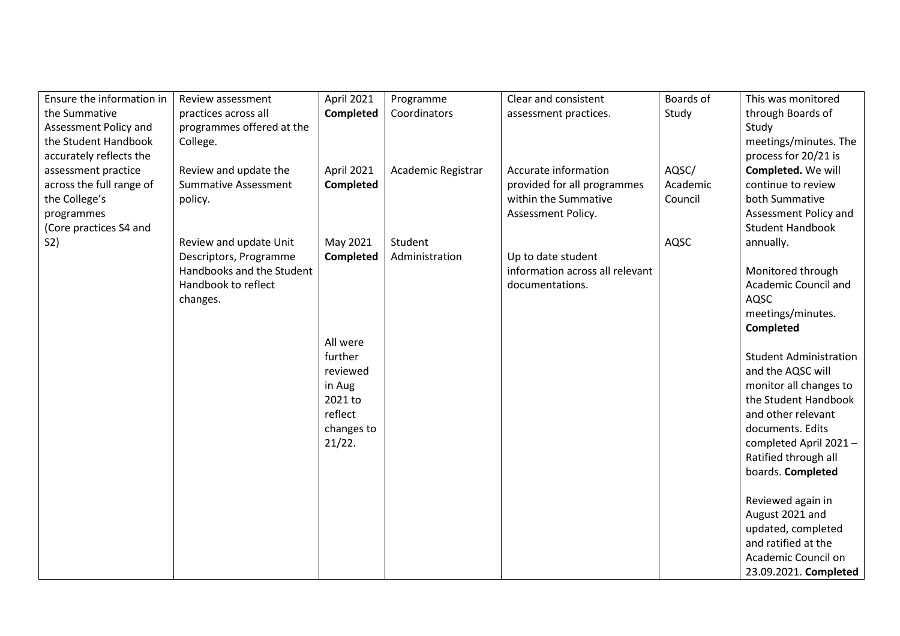| Ensure the information in the Summative Assessment Policy and the Student Handbook accurately reflects the assessment practice across the full range of the College's programmes (Core practices S4 and S2) | Review assessment practices across all programmes offered at the College.<br><br>Review and update the Summative Assessment policy.<br><br>Review and update Unit Descriptors, Programme Handbooks and the Student Handbook to reflect changes. | April 2021 **Completed**<br><br>April 2021 **Completed**<br><br>May 2021 **Completed**<br><br>All were further reviewed in Aug 2021 to reflect changes to 21/22. | Programme Coordinators<br><br>Academic Registrar<br><br>Student Administration | Clear and consistent assessment practices.<br><br>Accurate information provided for all programmes within the Summative Assessment Policy.<br><br>Up to date student information across all relevant documentations. | Boards of Study<br><br>AQSC/ Academic Council<br><br>AQSC | This was monitored through Boards of Study meetings/minutes. The process for 20/21 is **Completed.** We will continue to review both Summative Assessment Policy and Student Handbook annually.<br><br>Monitored through Academic Council and AQSC meetings/minutes. **Completed**<br><br>Student Administration and the AQSC will monitor all changes to the Student Handbook and other relevant documents. Edits completed April 2021 – Ratified through all boards. **Completed**<br><br>Reviewed again in August 2021 and updated, completed and ratified at the Academic Council on 23.09.2021. **Completed** |
|---|---|---|---|---|---|---|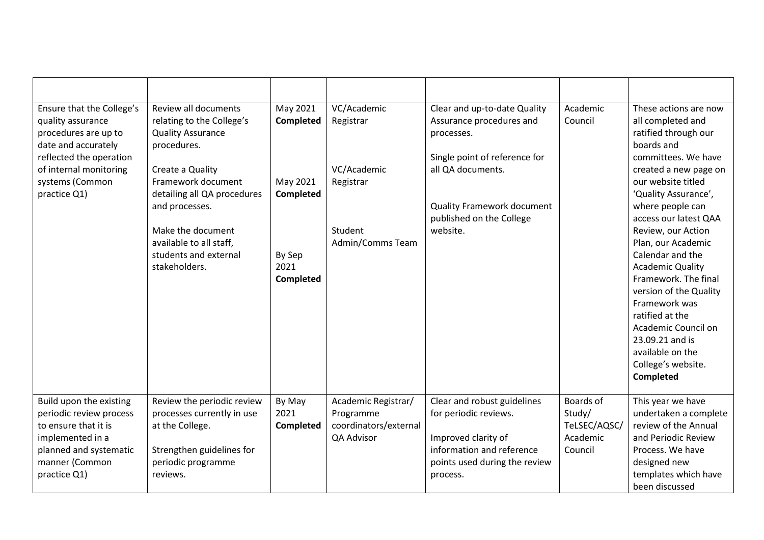| | | | | | | |
|---|---|---|---|---|---|---|
| Ensure that the College's quality assurance procedures are up to date and accurately reflected the operation of internal monitoring systems (Common practice Q1) | Review all documents relating to the College's Quality Assurance procedures.<br><br>Create a Quality Framework document detailing all QA procedures and processes.<br><br>Make the document available to all staff, students and external stakeholders. | May 2021 **Completed**<br><br>May 2021 **Completed**<br><br>By Sep 2021 **Completed** | VC/Academic Registrar<br><br>VC/Academic Registrar<br><br>Student Admin/Comms Team | Clear and up-to-date Quality Assurance procedures and processes.<br><br>Single point of reference for all QA documents.<br><br>Quality Framework document published on the College website. | Academic Council | These actions are now all completed and ratified through our boards and committees. We have created a new page on our website titled 'Quality Assurance', where people can access our latest QAA Review, our Action Plan, our Academic Calendar and the Academic Quality Framework. The final version of the Quality Framework was ratified at the Academic Council on 23.09.21 and is available on the College's website. **Completed** |
| Build upon the existing periodic review process to ensure that it is implemented in a planned and systematic manner (Common practice Q1) | Review the periodic review processes currently in use at the College.<br><br>Strengthen guidelines for periodic programme reviews. | By May 2021 **Completed** | Academic Registrar/ Programme coordinators/external QA Advisor | Clear and robust guidelines for periodic reviews.<br><br>Improved clarity of information and reference points used during the review process. | Boards of Study/ TeLSEC/AQSC/ Academic Council | This year we have undertaken a complete review of the Annual and Periodic Review Process. We have designed new templates which have been discussed |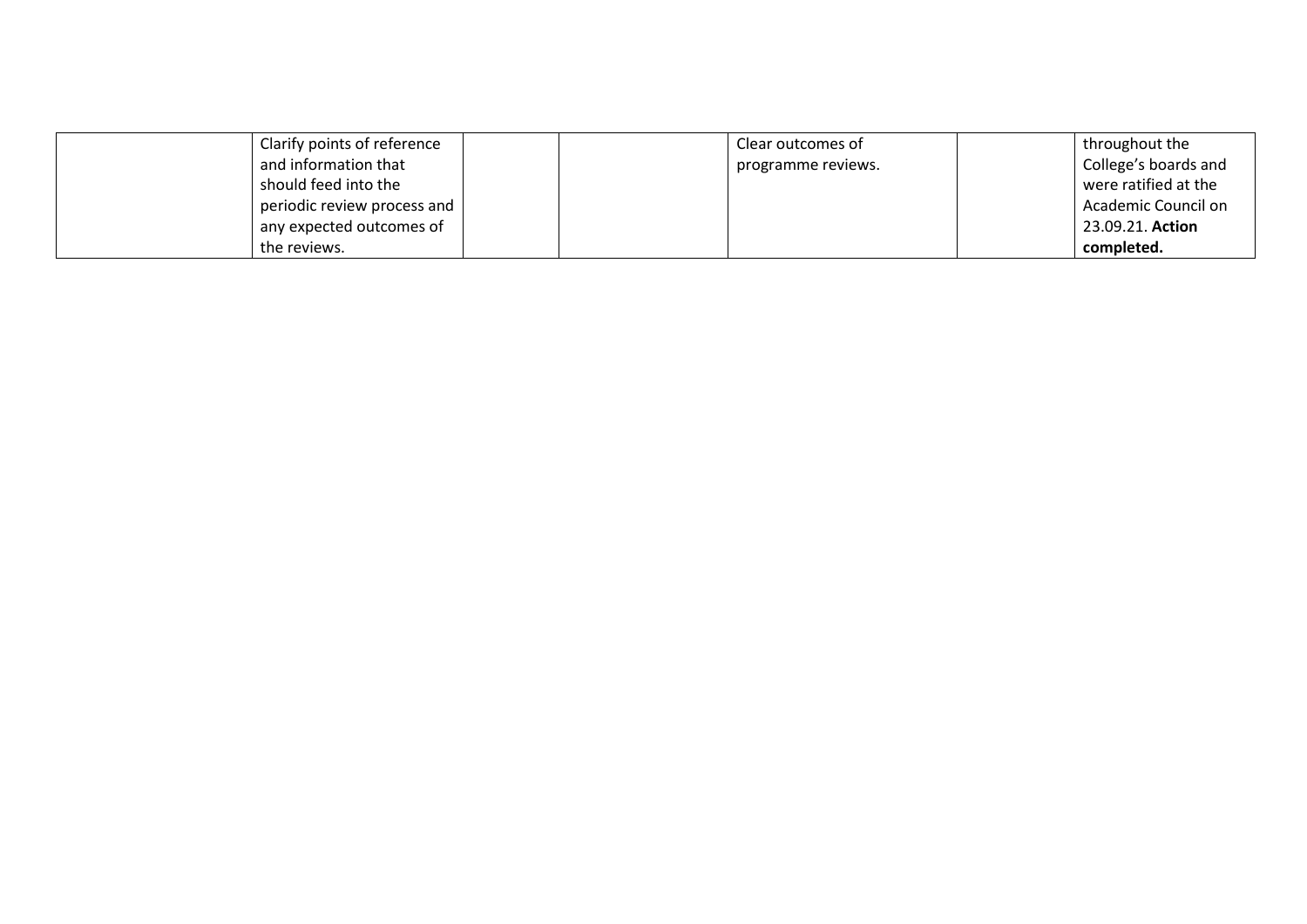| | | | | | | |
|---|---|---|---|---|---|---|
| | Clarify points of reference and information that should feed into the periodic review process and any expected outcomes of the reviews. | | | Clear outcomes of programme reviews. | | throughout the College's boards and were ratified at the Academic Council on 23.09.21. **Action completed.** |